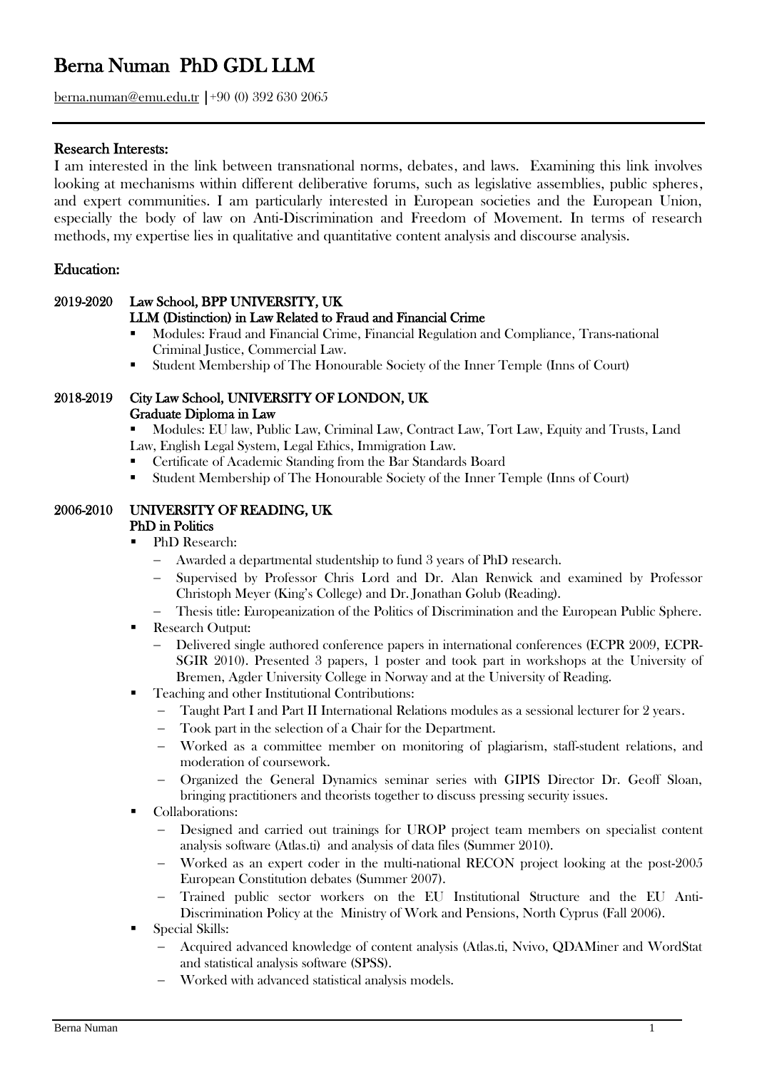# Berna Numan PhD GDL LLM

berna.numan@emu.edu.tr | +90 (0) 392 630 2065

---

## Research Interests:

I am interested in the link between transnational norms, debates, and laws. Examining this link involves looking at mechanisms within different deliberative forums, such as legislative assemblies, public spheres, and expert communities. I am particularly interested in European societies and the European Union, especially the body of law on Anti-Discrimination and Freedom of Movement. In terms of research methods, my expertise lies in qualitative and quantitative content analysis and discourse analysis.

## Education:

### 2019-2020 Law School, BPP UNIVERSITY, UK
**LLM (Distinction) in Law Related to Fraud and Financial Crime**

- Modules: Fraud and Financial Crime, Financial Regulation and Compliance, Trans-national Criminal Justice, Commercial Law.
- Student Membership of The Honourable Society of the Inner Temple (Inns of Court)

### 2018-2019 City Law School, UNIVERSITY OF LONDON, UK
**Graduate Diploma in Law**

- Modules: EU law, Public Law, Criminal Law, Contract Law, Tort Law, Equity and Trusts, Land Law, English Legal System, Legal Ethics, Immigration Law.
- Certificate of Academic Standing from the Bar Standards Board
- Student Membership of The Honourable Society of the Inner Temple (Inns of Court)

### 2006-2010 UNIVERSITY OF READING, UK
**PhD in Politics**

- PhD Research:
  - Awarded a departmental studentship to fund 3 years of PhD research.
  - Supervised by Professor Chris Lord and Dr. Alan Renwick and examined by Professor Christoph Meyer (King's College) and Dr. Jonathan Golub (Reading).
  - Thesis title: Europeanization of the Politics of Discrimination and the European Public Sphere.
- Research Output:
  - Delivered single authored conference papers in international conferences (ECPR 2009, ECPR-SGIR 2010). Presented 3 papers, 1 poster and took part in workshops at the University of Bremen, Agder University College in Norway and at the University of Reading.
- Teaching and other Institutional Contributions:
  - Taught Part I and Part II International Relations modules as a sessional lecturer for 2 years.
  - Took part in the selection of a Chair for the Department.
  - Worked as a committee member on monitoring of plagiarism, staff-student relations, and moderation of coursework.
  - Organized the General Dynamics seminar series with GIPIS Director Dr. Geoff Sloan, bringing practitioners and theorists together to discuss pressing security issues.
- Collaborations:
  - Designed and carried out trainings for UROP project team members on specialist content analysis software (Atlas.ti) and analysis of data files (Summer 2010).
  - Worked as an expert coder in the multi-national RECON project looking at the post-2005 European Constitution debates (Summer 2007).
  - Trained public sector workers on the EU Institutional Structure and the EU Anti-Discrimination Policy at the Ministry of Work and Pensions, North Cyprus (Fall 2006).
- Special Skills:
  - Acquired advanced knowledge of content analysis (Atlas.ti, Nvivo, QDAMiner and WordStat and statistical analysis software (SPSS).
  - Worked with advanced statistical analysis models.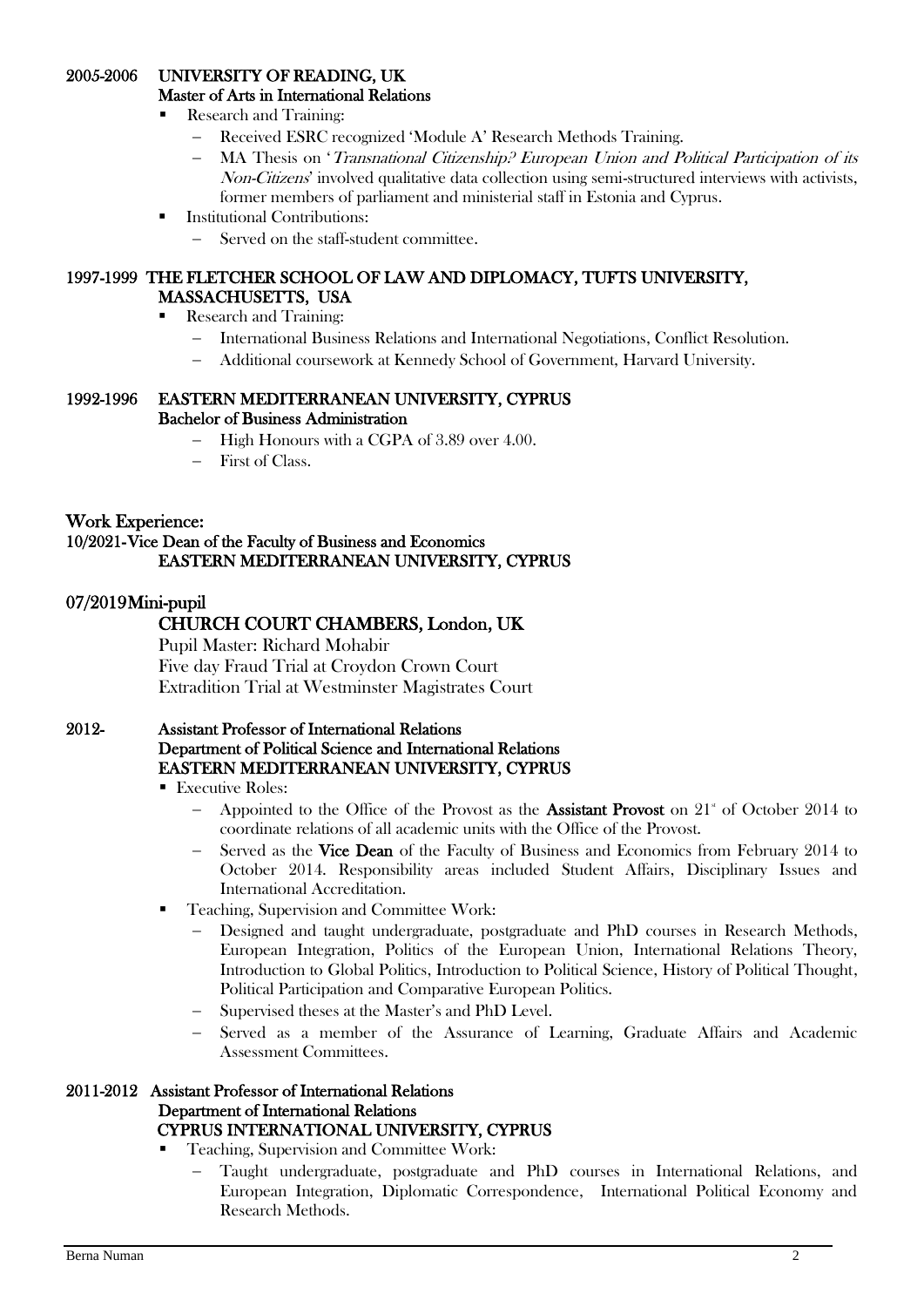**2005-2006 UNIVERSITY OF READING, UK**
**Master of Arts in International Relations**

- Research and Training:
  - Received ESRC recognized 'Module A' Research Methods Training.
  - MA Thesis on '*Transnational Citizenship? European Union and Political Participation of its Non-Citizens*' involved qualitative data collection using semi-structured interviews with activists, former members of parliament and ministerial staff in Estonia and Cyprus.
- Institutional Contributions:
  - Served on the staff-student committee.

**1997-1999 THE FLETCHER SCHOOL OF LAW AND DIPLOMACY, TUFTS UNIVERSITY, MASSACHUSETTS, USA**

- Research and Training:
  - International Business Relations and International Negotiations, Conflict Resolution.
  - Additional coursework at Kennedy School of Government, Harvard University.

**1992-1996 EASTERN MEDITERRANEAN UNIVERSITY, CYPRUS**
**Bachelor of Business Administration**

- High Honours with a CGPA of 3.89 over 4.00.
- First of Class.

## Work Experience:

**10/2021-Vice Dean of the Faculty of Business and Economics**
**EASTERN MEDITERRANEAN UNIVERSITY, CYPRUS**

**07/2019 Mini-pupil**
**CHURCH COURT CHAMBERS, London, UK**
Pupil Master: Richard Mohabir
Five day Fraud Trial at Croydon Crown Court
Extradition Trial at Westminster Magistrates Court

**2012- Assistant Professor of International Relations**
**Department of Political Science and International Relations**
**EASTERN MEDITERRANEAN UNIVERSITY, CYPRUS**

- Executive Roles:
  - Appointed to the Office of the Provost as the **Assistant Provost** on 21st of October 2014 to coordinate relations of all academic units with the Office of the Provost.
  - Served as the **Vice Dean** of the Faculty of Business and Economics from February 2014 to October 2014. Responsibility areas included Student Affairs, Disciplinary Issues and International Accreditation.
- Teaching, Supervision and Committee Work:
  - Designed and taught undergraduate, postgraduate and PhD courses in Research Methods, European Integration, Politics of the European Union, International Relations Theory, Introduction to Global Politics, Introduction to Political Science, History of Political Thought, Political Participation and Comparative European Politics.
  - Supervised theses at the Master's and PhD Level.
  - Served as a member of the Assurance of Learning, Graduate Affairs and Academic Assessment Committees.

**2011-2012 Assistant Professor of International Relations**
**Department of International Relations**
**CYPRUS INTERNATIONAL UNIVERSITY, CYPRUS**

- Teaching, Supervision and Committee Work:
  - Taught undergraduate, postgraduate and PhD courses in International Relations, and European Integration, Diplomatic Correspondence, International Political Economy and Research Methods.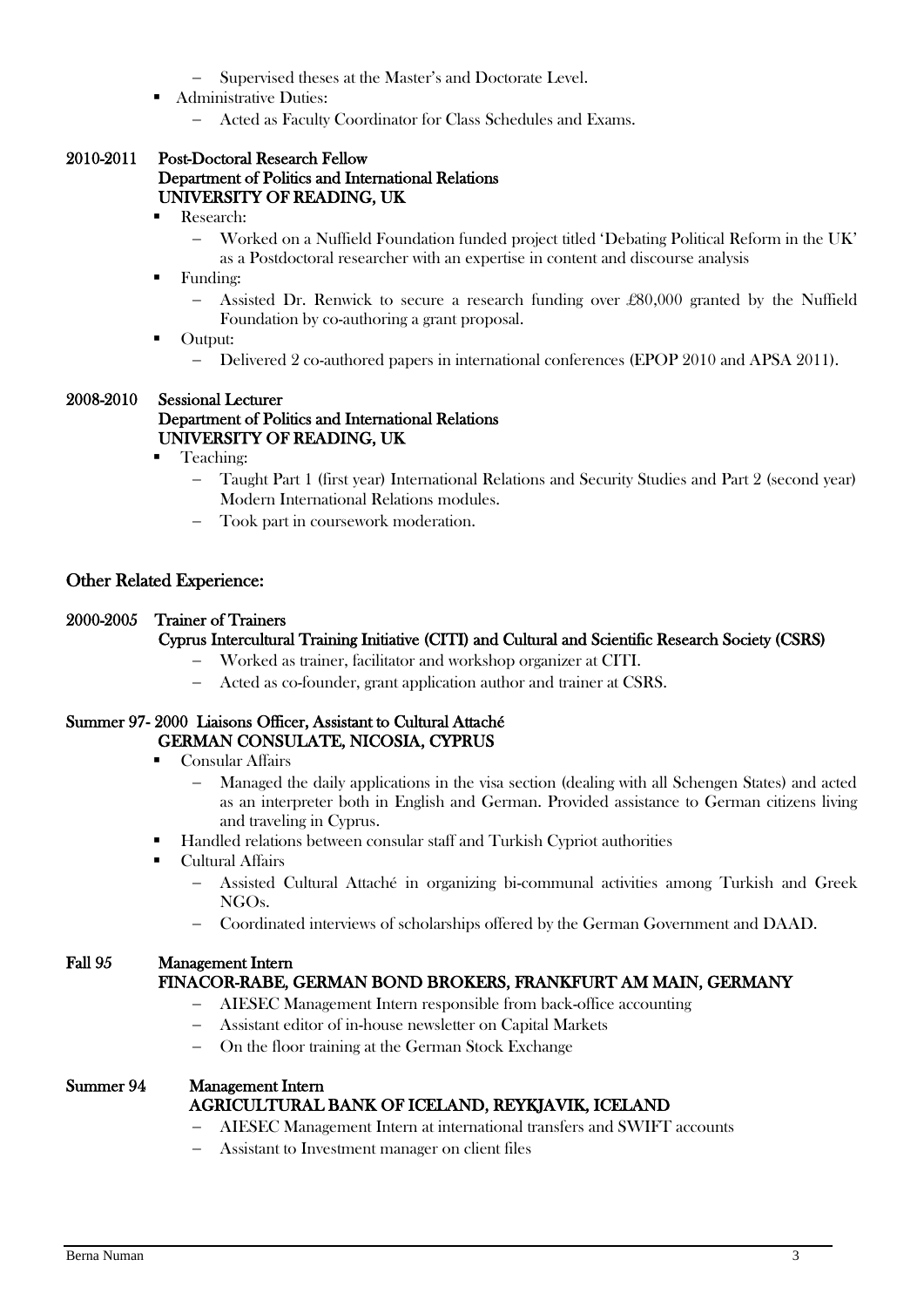- Supervised theses at the Master's and Doctorate Level.
- Administrative Duties:
  - Acted as Faculty Coordinator for Class Schedules and Exams.

**2010-2011 Post-Doctoral Research Fellow**
**Department of Politics and International Relations**
**UNIVERSITY OF READING, UK**

- Research:
  - Worked on a Nuffield Foundation funded project titled 'Debating Political Reform in the UK' as a Postdoctoral researcher with an expertise in content and discourse analysis
- Funding:
  - Assisted Dr. Renwick to secure a research funding over £80,000 granted by the Nuffield Foundation by co-authoring a grant proposal.
- Output:
  - Delivered 2 co-authored papers in international conferences (EPOP 2010 and APSA 2011).

**2008-2010 Sessional Lecturer**
**Department of Politics and International Relations**
**UNIVERSITY OF READING, UK**

- Teaching:
  - Taught Part 1 (first year) International Relations and Security Studies and Part 2 (second year) Modern International Relations modules.
  - Took part in coursework moderation.

## Other Related Experience:

**2000-2005 Trainer of Trainers**
**Cyprus Intercultural Training Initiative (CITI) and Cultural and Scientific Research Society (CSRS)**

- Worked as trainer, facilitator and workshop organizer at CITI.
- Acted as co-founder, grant application author and trainer at CSRS.

**Summer 97- 2000 Liaisons Officer, Assistant to Cultural Attaché**
**GERMAN CONSULATE, NICOSIA, CYPRUS**

- Consular Affairs
  - Managed the daily applications in the visa section (dealing with all Schengen States) and acted as an interpreter both in English and German. Provided assistance to German citizens living and traveling in Cyprus.
- Handled relations between consular staff and Turkish Cypriot authorities
- Cultural Affairs
  - Assisted Cultural Attaché in organizing bi-communal activities among Turkish and Greek NGOs.
  - Coordinated interviews of scholarships offered by the German Government and DAAD.

**Fall 95 Management Intern**
**FINACOR-RABE, GERMAN BOND BROKERS, FRANKFURT AM MAIN, GERMANY**

- AIESEC Management Intern responsible from back-office accounting
- Assistant editor of in-house newsletter on Capital Markets
- On the floor training at the German Stock Exchange

**Summer 94 Management Intern**
**AGRICULTURAL BANK OF ICELAND, REYKJAVIK, ICELAND**

- AIESEC Management Intern at international transfers and SWIFT accounts
- Assistant to Investment manager on client files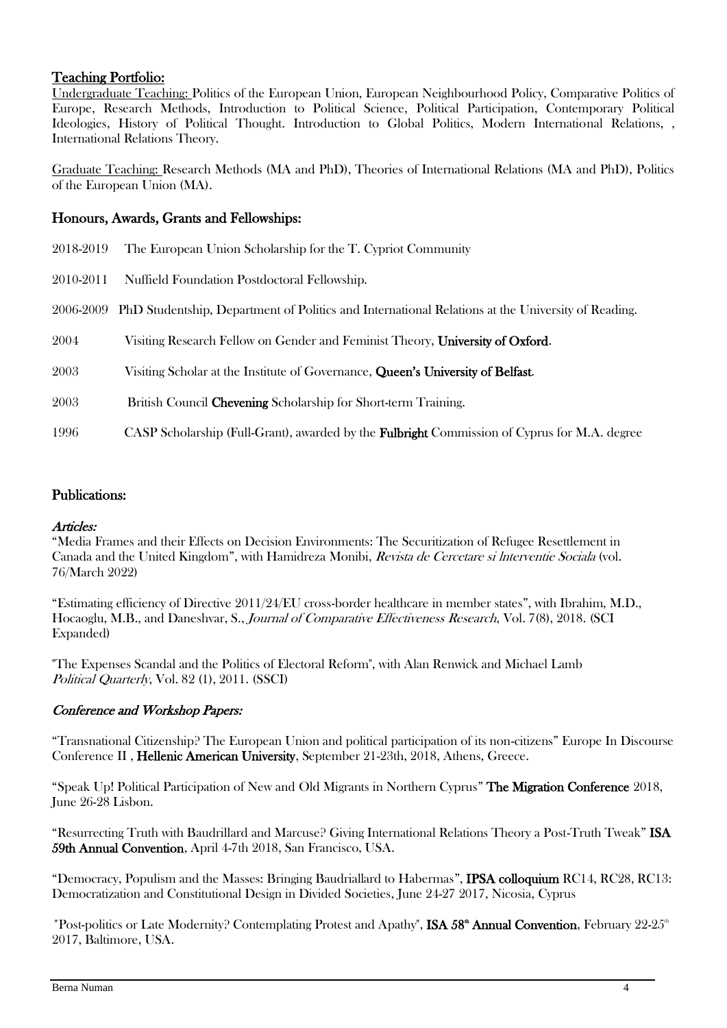## Teaching Portfolio:

Undergraduate Teaching: Politics of the European Union, European Neighbourhood Policy, Comparative Politics of Europe, Research Methods, Introduction to Political Science, Political Participation, Contemporary Political Ideologies, History of Political Thought. Introduction to Global Politics, Modern International Relations, , International Relations Theory.

Graduate Teaching: Research Methods (MA and PhD), Theories of International Relations (MA and PhD), Politics of the European Union (MA).

## Honours, Awards, Grants and Fellowships:

2018-2019 The European Union Scholarship for the T. Cypriot Community

2010-2011 Nuffield Foundation Postdoctoral Fellowship.

2006-2009 PhD Studentship, Department of Politics and International Relations at the University of Reading.

2004 Visiting Research Fellow on Gender and Feminist Theory, **University of Oxford**.

2003 Visiting Scholar at the Institute of Governance, **Queen's University of Belfast**.

2003 British Council **Chevening** Scholarship for Short-term Training.

1996 CASP Scholarship (Full-Grant), awarded by the **Fulbright** Commission of Cyprus for M.A. degree

## Publications:

### *Articles:*

"Media Frames and their Effects on Decision Environments: The Securitization of Refugee Resettlement in Canada and the United Kingdom", with Hamidreza Monibi, *Revista de Cercetare si Interventie Sociala* (vol. 76/March 2022)

"Estimating efficiency of Directive 2011/24/EU cross-border healthcare in member states", with Ibrahim, M.D., Hocaoglu, M.B., and Daneshvar, S., *Journal of Comparative Effectiveness Research*, Vol. 7(8), 2018. (SCI Expanded)

"The Expenses Scandal and the Politics of Electoral Reform", with Alan Renwick and Michael Lamb *Political Quarterly*, Vol. 82 (1), 2011. (SSCI)

### *Conference and Workshop Papers:*

"Transnational Citizenship? The European Union and political participation of its non-citizens" Europe In Discourse Conference II , **Hellenic American University**, September 21-23th, 2018, Athens, Greece.

"Speak Up! Political Participation of New and Old Migrants in Northern Cyprus" **The Migration Conference** 2018, June 26-28 Lisbon.

"Resurrecting Truth with Baudrillard and Marcuse? Giving International Relations Theory a Post-Truth Tweak" **ISA 59th Annual Convention**, April 4-7th 2018, San Francisco, USA.

"Democracy, Populism and the Masses: Bringing Baudriallard to Habermas", **IPSA colloquium** RC14, RC28, RC13: Democratization and Constitutional Design in Divided Societies, June 24-27 2017, Nicosia, Cyprus

"Post-politics or Late Modernity? Contemplating Protest and Apathy", **ISA 58th Annual Convention**, February 22-25th 2017, Baltimore, USA.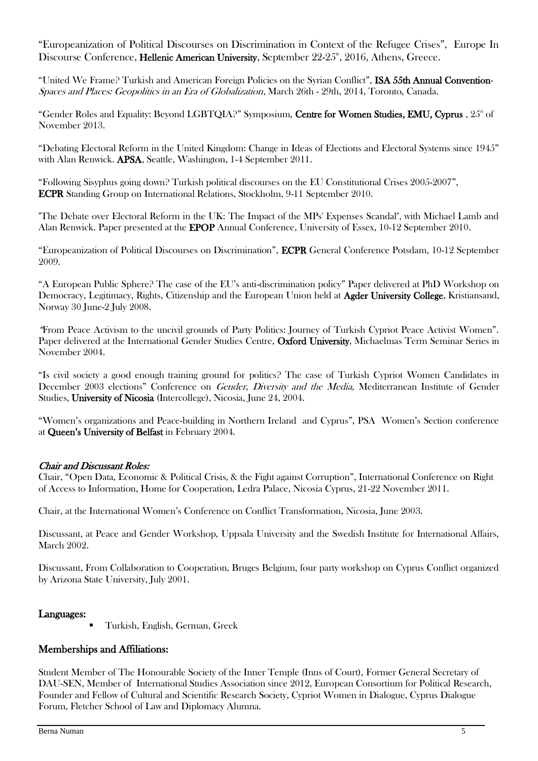"Europeanization of Political Discourses on Discrimination in Context of the Refugee Crises", Europe In Discourse Conference, **Hellenic American University**, September 22-25th, 2016, Athens, Greece.

"United We Frame? Turkish and American Foreign Policies on the Syrian Conflict", **ISA 55th Annual Convention-** *Spaces and Places: Geopolitics in an Era of Globalization*, March 26th - 29th, 2014, Toronto, Canada.

"Gender Roles and Equality: Beyond LGBTQIA?" Symposium, **Centre for Women Studies, EMU, Cyprus** , 25th of November 2013.

"Debating Electoral Reform in the United Kingdom: Change in Ideas of Elections and Electoral Systems since 1945" with Alan Renwick. **APSA**, Seattle, Washington, 1-4 September 2011.

"Following Sisyphus going down? Turkish political discourses on the EU Constitutional Crises 2005-2007", **ECPR** Standing Group on International Relations, Stockholm, 9-11 September 2010.

"The Debate over Electoral Reform in the UK: The Impact of the MPs' Expenses Scandal", with Michael Lamb and Alan Renwick. Paper presented at the **EPOP** Annual Conference, University of Essex, 10-12 September 2010.

"Europeanization of Political Discourses on Discrimination", **ECPR** General Conference Potsdam, 10-12 September 2009.

"A European Public Sphere? The case of the EU's anti-discrimination policy" Paper delivered at PhD Workshop on Democracy, Legitimacy, Rights, Citizenship and the European Union held at **Agder University College**, Kristiansand, Norway 30 June-2 July 2008.

"From Peace Activism to the uncivil grounds of Party Politics: Journey of Turkish Cypriot Peace Activist Women". Paper delivered at the International Gender Studies Centre, **Oxford University**, Michaelmas Term Seminar Series in November 2004.

"Is civil society a good enough training ground for politics? The case of Turkish Cypriot Women Candidates in December 2003 elections" Conference on *Gender, Diversity and the Media,* Mediterranean Institute of Gender Studies, **University of Nicosia** (Intercollege), Nicosia, June 24, 2004.

"Women's organizations and Peace-building in Northern Ireland and Cyprus", PSA Women's Section conference at **Queen's University of Belfast** in February 2004.

***Chair and Discussant Roles:***

Chair, "Open Data, Economic & Political Crisis, & the Fight against Corruption", International Conference on Right of Access to Information, Home for Cooperation, Ledra Palace, Nicosia Cyprus, 21-22 November 2011.

Chair, at the International Women's Conference on Conflict Transformation, Nicosia, June 2003.

Discussant, at Peace and Gender Workshop, Uppsala University and the Swedish Institute for International Affairs, March 2002.

Discussant, From Collaboration to Cooperation, Bruges Belgium, four party workshop on Cyprus Conflict organized by Arizona State University, July 2001.

## Languages:

- Turkish, English, German, Greek

## Memberships and Affiliations:

Student Member of The Honourable Society of the Inner Temple (Inns of Court), Former General Secretary of DAU-SEN, Member of International Studies Association since 2012, European Consortium for Political Research, Founder and Fellow of Cultural and Scientific Research Society, Cypriot Women in Dialogue, Cyprus Dialogue Forum, Fletcher School of Law and Diplomacy Alumna.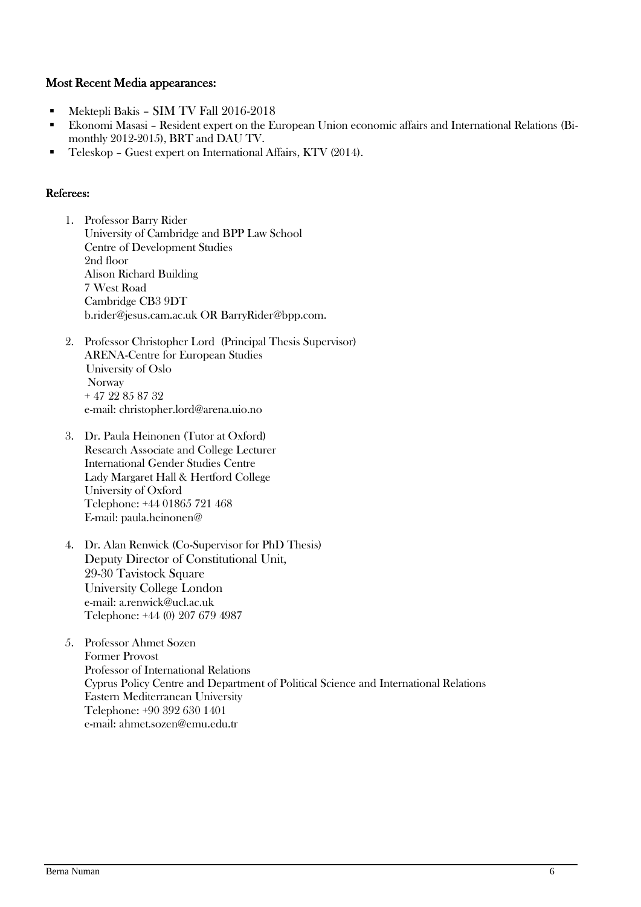## Most Recent Media appearances:

- Mektepli Bakis – SIM TV Fall 2016-2018
- Ekonomi Masasi – Resident expert on the European Union economic affairs and International Relations (Bi-monthly 2012-2015), BRT and DAU TV.
- Teleskop – Guest expert on International Affairs, KTV (2014).

## Referees:

1. Professor Barry Rider
   University of Cambridge and BPP Law School
   Centre of Development Studies
   2nd floor
   Alison Richard Building
   7 West Road
   Cambridge CB3 9DT
   b.rider@jesus.cam.ac.uk OR BarryRider@bpp.com.

2. Professor Christopher Lord (Principal Thesis Supervisor)
   ARENA-Centre for European Studies
   University of Oslo
   Norway
   + 47 22 85 87 32
   e-mail: christopher.lord@arena.uio.no

3. Dr. Paula Heinonen (Tutor at Oxford)
   Research Associate and College Lecturer
   International Gender Studies Centre
   Lady Margaret Hall & Hertford College
   University of Oxford
   Telephone: +44 01865 721 468
   E-mail: paula.heinonen@

4. Dr. Alan Renwick (Co-Supervisor for PhD Thesis)
   Deputy Director of Constitutional Unit,
   29-30 Tavistock Square
   University College London
   e-mail: a.renwick@ucl.ac.uk
   Telephone: +44 (0) 207 679 4987

5. Professor Ahmet Sozen
   Former Provost
   Professor of International Relations
   Cyprus Policy Centre and Department of Political Science and International Relations
   Eastern Mediterranean University
   Telephone: +90 392 630 1401
   e-mail: ahmet.sozen@emu.edu.tr